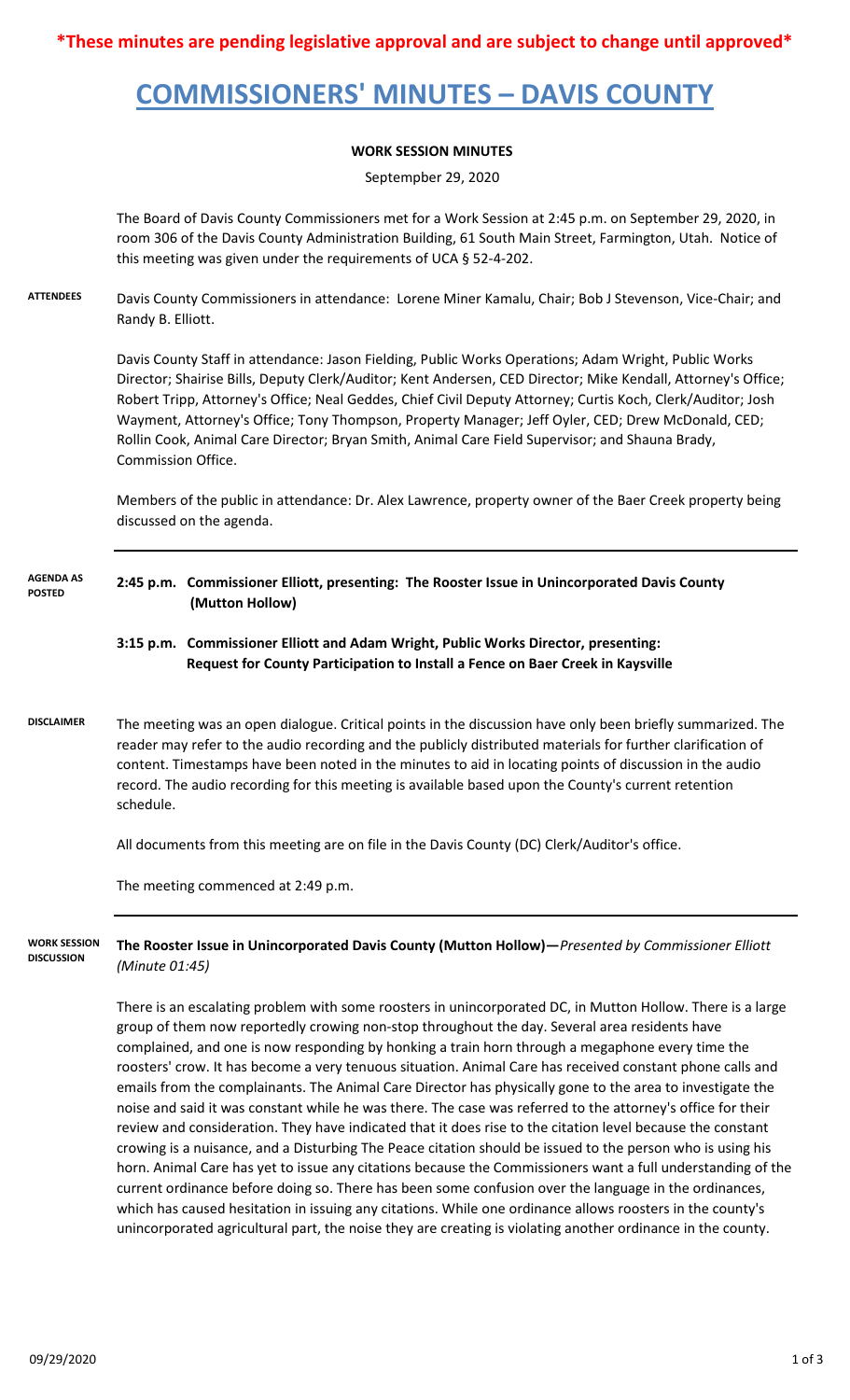**\*These minutes are pending legislative approval and are subject to change until approved\***

# COMMISSIONERS' MINUTES – DAVIS COUNTY

**WORK SESSION MINUTES**

Septempber 29, 2020

The Board of Davis County Commissioners met for a Work Session at 2:45 p.m. on September 29, 2020, in room 306 of the Davis County Administration Building, 61 South Main Street, Farmington, Utah. Notice of this meeting was given under the requirements of UCA § 52-4-202.

**ATTENDEES**

Davis County Commissioners in attendance: Lorene Miner Kamalu, Chair; Bob J Stevenson, Vice-Chair; and Randy B. Elliott.

Davis County Staff in attendance: Jason Fielding, Public Works Operations; Adam Wright, Public Works Director; Shairise Bills, Deputy Clerk/Auditor; Kent Andersen, CED Director; Mike Kendall, Attorney's Office; Robert Tripp, Attorney's Office; Neal Geddes, Chief Civil Deputy Attorney; Curtis Koch, Clerk/Auditor; Josh Wayment, Attorney's Office; Tony Thompson, Property Manager; Jeff Oyler, CED; Drew McDonald, CED; Rollin Cook, Animal Care Director; Bryan Smith, Animal Care Field Supervisor; and Shauna Brady, Commission Office.

Members of the public in attendance: Dr. Alex Lawrence, property owner of the Baer Creek property being discussed on the agenda.

**AGENDA AS POSTED**

**2:45 p.m. Commissioner Elliott, presenting: The Rooster Issue in Unincorporated Davis County (Mutton Hollow)**

**3:15 p.m. Commissioner Elliott and Adam Wright, Public Works Director, presenting: Request for County Participation to Install a Fence on Baer Creek in Kaysville**

**DISCLAIMER**

The meeting was an open dialogue. Critical points in the discussion have only been briefly summarized. The reader may refer to the audio recording and the publicly distributed materials for further clarification of content. Timestamps have been noted in the minutes to aid in locating points of discussion in the audio record. The audio recording for this meeting is available based upon the County's current retention schedule.

All documents from this meeting are on file in the Davis County (DC) Clerk/Auditor's office.

The meeting commenced at 2:49 p.m.

**WORK SESSION DISCUSSION**

**The Rooster Issue in Unincorporated Davis County (Mutton Hollow)—***Presented by Commissioner Elliott (Minute 01:45)*

There is an escalating problem with some roosters in unincorporated DC, in Mutton Hollow. There is a large group of them now reportedly crowing non-stop throughout the day. Several area residents have complained, and one is now responding by honking a train horn through a megaphone every time the roosters' crow. It has become a very tenuous situation. Animal Care has received constant phone calls and emails from the complainants. The Animal Care Director has physically gone to the area to investigate the noise and said it was constant while he was there. The case was referred to the attorney's office for their review and consideration. They have indicated that it does rise to the citation level because the constant crowing is a nuisance, and a Disturbing The Peace citation should be issued to the person who is using his horn. Animal Care has yet to issue any citations because the Commissioners want a full understanding of the current ordinance before doing so. There has been some confusion over the language in the ordinances, which has caused hesitation in issuing any citations. While one ordinance allows roosters in the county's unincorporated agricultural part, the noise they are creating is violating another ordinance in the county.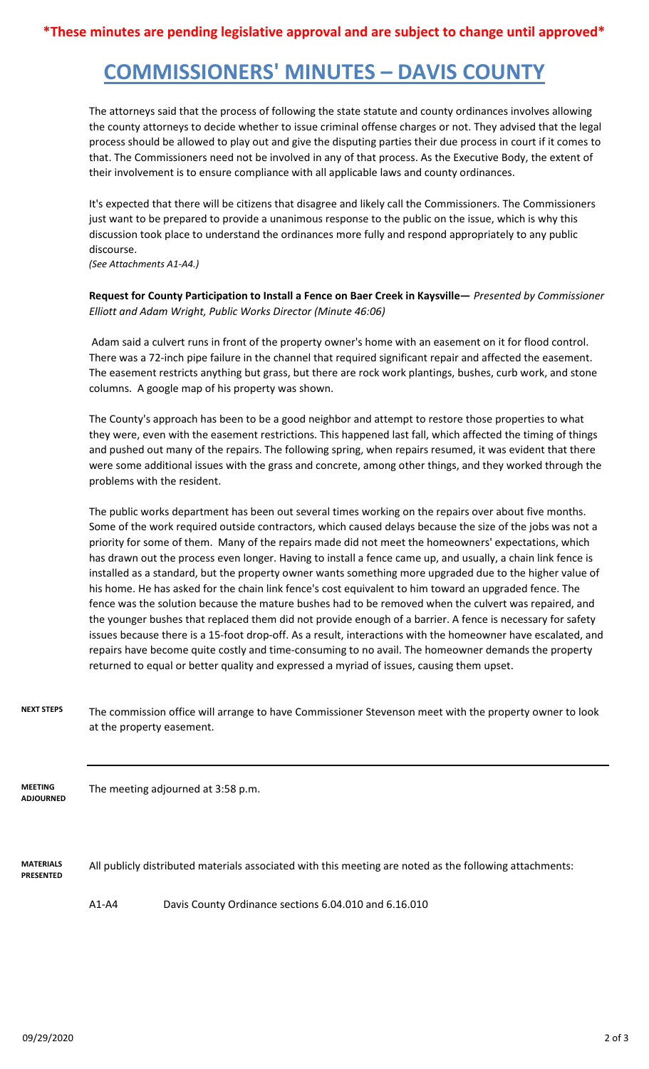**\*These minutes are pending legislative approval and are subject to change until approved\***

# COMMISSIONERS' MINUTES – DAVIS COUNTY

The attorneys said that the process of following the state statute and county ordinances involves allowing the county attorneys to decide whether to issue criminal offense charges or not. They advised that the legal process should be allowed to play out and give the disputing parties their due process in court if it comes to that. The Commissioners need not be involved in any of that process. As the Executive Body, the extent of their involvement is to ensure compliance with all applicable laws and county ordinances.

It's expected that there will be citizens that disagree and likely call the Commissioners. The Commissioners just want to be prepared to provide a unanimous response to the public on the issue, which is why this discussion took place to understand the ordinances more fully and respond appropriately to any public discourse.
*(See Attachments A1-A4.)*

**Request for County Participation to Install a Fence on Baer Creek in Kaysville—** *Presented by Commissioner Elliott and Adam Wright, Public Works Director (Minute 46:06)*

Adam said a culvert runs in front of the property owner's home with an easement on it for flood control. There was a 72-inch pipe failure in the channel that required significant repair and affected the easement. The easement restricts anything but grass, but there are rock work plantings, bushes, curb work, and stone columns. A google map of his property was shown.

The County's approach has been to be a good neighbor and attempt to restore those properties to what they were, even with the easement restrictions. This happened last fall, which affected the timing of things and pushed out many of the repairs. The following spring, when repairs resumed, it was evident that there were some additional issues with the grass and concrete, among other things, and they worked through the problems with the resident.

The public works department has been out several times working on the repairs over about five months. Some of the work required outside contractors, which caused delays because the size of the jobs was not a priority for some of them. Many of the repairs made did not meet the homeowners' expectations, which has drawn out the process even longer. Having to install a fence came up, and usually, a chain link fence is installed as a standard, but the property owner wants something more upgraded due to the higher value of his home. He has asked for the chain link fence's cost equivalent to him toward an upgraded fence. The fence was the solution because the mature bushes had to be removed when the culvert was repaired, and the younger bushes that replaced them did not provide enough of a barrier. A fence is necessary for safety issues because there is a 15-foot drop-off. As a result, interactions with the homeowner have escalated, and repairs have become quite costly and time-consuming to no avail. The homeowner demands the property returned to equal or better quality and expressed a myriad of issues, causing them upset.

**NEXT STEPS** The commission office will arrange to have Commissioner Stevenson meet with the property owner to look at the property easement.

---

**MEETING ADJOURNED** The meeting adjourned at 3:58 p.m.

**MATERIALS PRESENTED** All publicly distributed materials associated with this meeting are noted as the following attachments:

A1-A4 Davis County Ordinance sections 6.04.010 and 6.16.010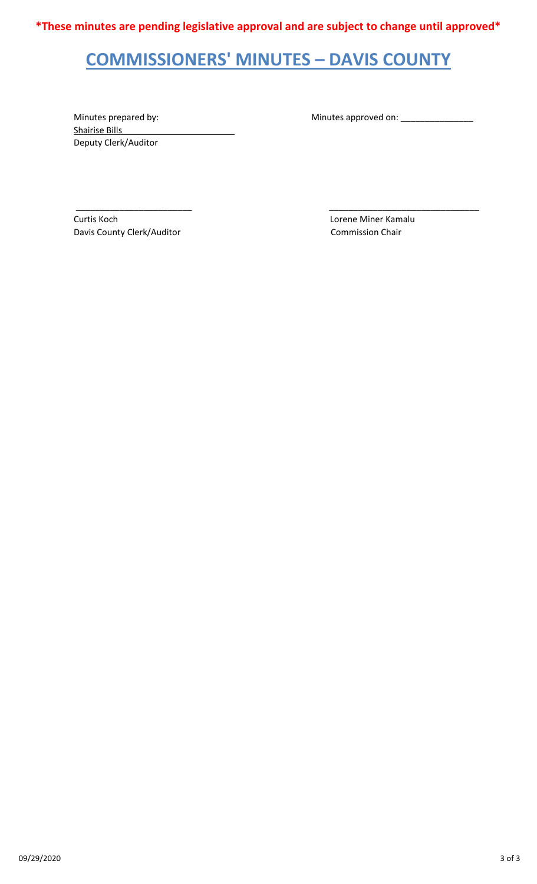**\*These minutes are pending legislative approval and are subject to change until approved\***

# COMMISSIONERS' MINUTES – DAVIS COUNTY

Minutes prepared by:
Shairise Bills
Deputy Clerk/Auditor

Minutes approved on: _______________

________________________
Curtis Koch
Davis County Clerk/Auditor

_______________________________
Lorene Miner Kamalu
Commission Chair